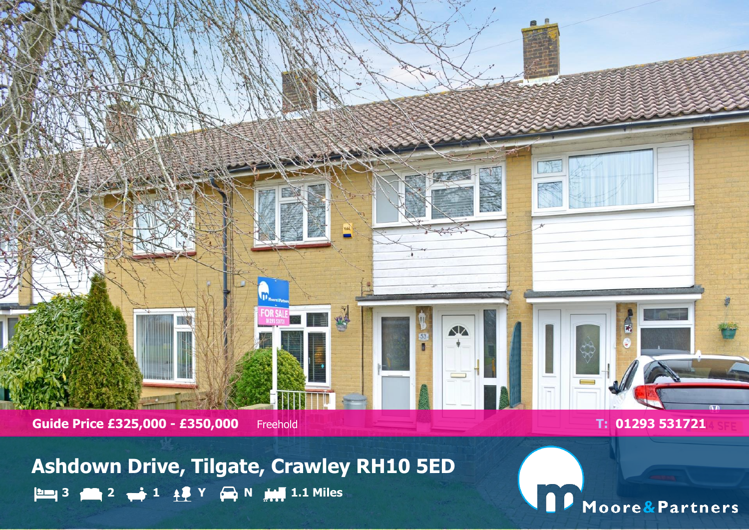Guide Price £325,000 - £350,000 Freehold

T: 01293 531721

# Ashdown Drive, Tilgate, Crawley RH10 5ED

3 | 2 | 1 | Y | N | 1.1 Miles

Moore&Partners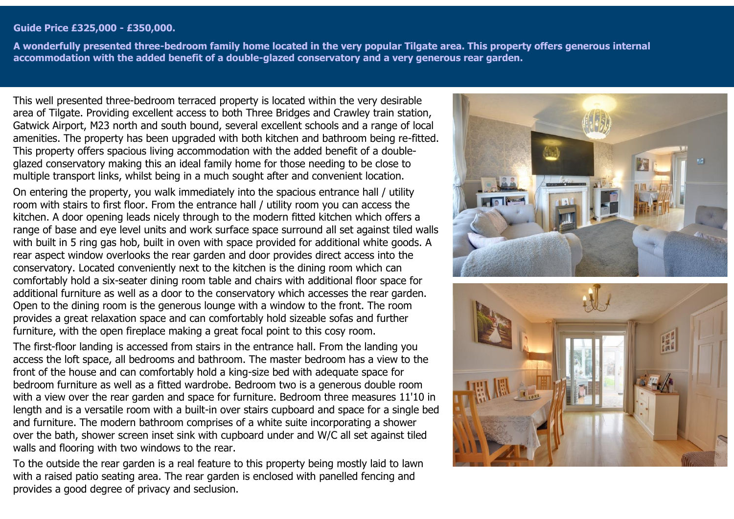**Guide Price £325,000 - £350,000.**

**A wonderfully presented three-bedroom family home located in the very popular Tilgate area. This property offers generous internal accommodation with the added benefit of a double-glazed conservatory and a very generous rear garden.**

This well presented three-bedroom terraced property is located within the very desirable area of Tilgate. Providing excellent access to both Three Bridges and Crawley train station, Gatwick Airport, M23 north and south bound, several excellent schools and a range of local amenities. The property has been upgraded with both kitchen and bathroom being re-fitted. This property offers spacious living accommodation with the added benefit of a double-glazed conservatory making this an ideal family home for those needing to be close to multiple transport links, whilst being in a much sought after and convenient location.

On entering the property, you walk immediately into the spacious entrance hall / utility room with stairs to first floor. From the entrance hall / utility room you can access the kitchen. A door opening leads nicely through to the modern fitted kitchen which offers a range of base and eye level units and work surface space surround all set against tiled walls with built in 5 ring gas hob, built in oven with space provided for additional white goods. A rear aspect window overlooks the rear garden and door provides direct access into the conservatory. Located conveniently next to the kitchen is the dining room which can comfortably hold a six-seater dining room table and chairs with additional floor space for additional furniture as well as a door to the conservatory which accesses the rear garden. Open to the dining room is the generous lounge with a window to the front. The room provides a great relaxation space and can comfortably hold sizeable sofas and further furniture, with the open fireplace making a great focal point to this cosy room.

The first-floor landing is accessed from stairs in the entrance hall. From the landing you access the loft space, all bedrooms and bathroom. The master bedroom has a view to the front of the house and can comfortably hold a king-size bed with adequate space for bedroom furniture as well as a fitted wardrobe. Bedroom two is a generous double room with a view over the rear garden and space for furniture. Bedroom three measures 11'10 in length and is a versatile room with a built-in over stairs cupboard and space for a single bed and furniture. The modern bathroom comprises of a white suite incorporating a shower over the bath, shower screen inset sink with cupboard under and W/C all set against tiled walls and flooring with two windows to the rear.

To the outside the rear garden is a real feature to this property being mostly laid to lawn with a raised patio seating area. The rear garden is enclosed with panelled fencing and provides a good degree of privacy and seclusion.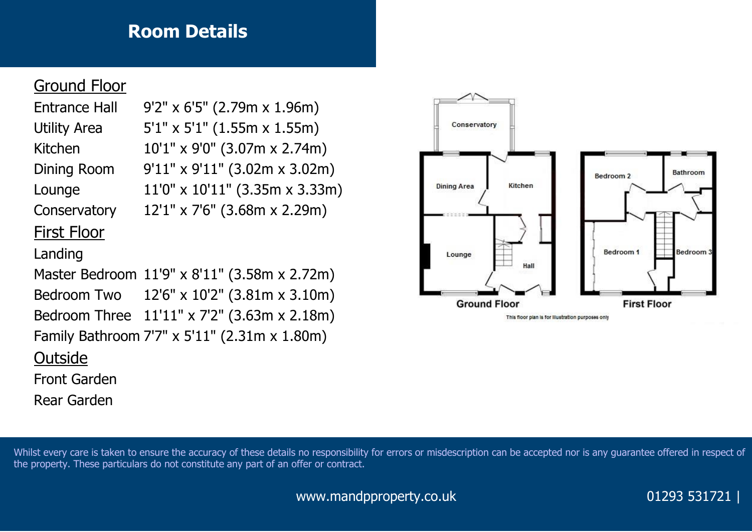# Room Details

## Ground Floor

| | |
|---|---|
| Entrance Hall | 9'2" x 6'5" (2.79m x 1.96m) |
| Utility Area | 5'1" x 5'1" (1.55m x 1.55m) |
| Kitchen | 10'1" x 9'0" (3.07m x 2.74m) |
| Dining Room | 9'11" x 9'11" (3.02m x 3.02m) |
| Lounge | 11'0" x 10'11" (3.35m x 3.33m) |
| Conservatory | 12'1" x 7'6" (3.68m x 2.29m) |

## First Floor

| | |
|---|---|
| Landing | |
| Master Bedroom | 11'9" x 8'11" (3.58m x 2.72m) |
| Bedroom Two | 12'6" x 10'2" (3.81m x 3.10m) |
| Bedroom Three | 11'11" x 7'2" (3.63m x 2.18m) |
| Family Bathroom | 7'7" x 5'11" (2.31m x 1.80m) |

## Outside

Front Garden

Rear Garden

Conservatory, Dining Area, Kitchen, Lounge, Hall

**Ground Floor**

Bedroom 2, Bathroom, Bedroom 1, Bedroom 3

**First Floor**

This floor plan is for illustration purposes only

Whilst every care is taken to ensure the accuracy of these details no responsibility for errors or misdescription can be accepted nor is any guarantee offered in respect of the property. These particulars do not constitute any part of an offer or contract.

www.mandpproperty.co.uk

01293 531721 |